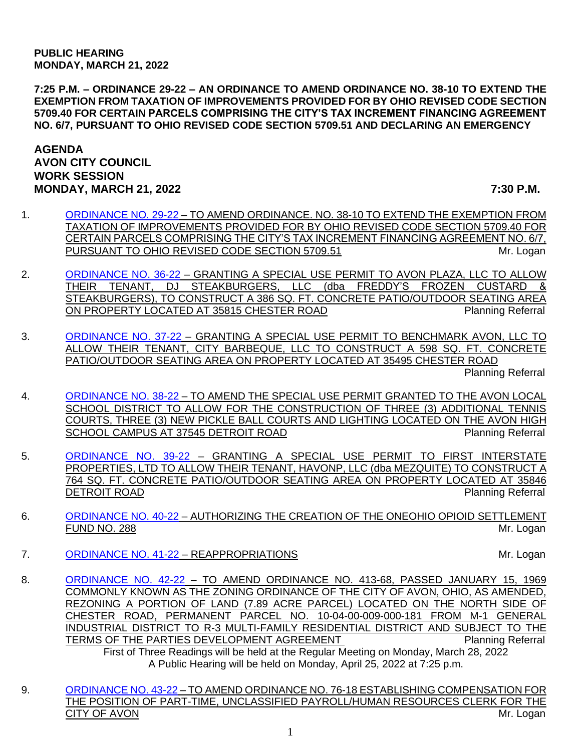**PUBLIC HEARING**
**MONDAY, MARCH 21, 2022**

**7:25 P.M. – ORDINANCE 29-22 – AN ORDINANCE TO AMEND ORDINANCE NO. 38-10 TO EXTEND THE EXEMPTION FROM TAXATION OF IMPROVEMENTS PROVIDED FOR BY OHIO REVISED CODE SECTION 5709.40 FOR CERTAIN PARCELS COMPRISING THE CITY'S TAX INCREMENT FINANCING AGREEMENT NO. 6/7, PURSUANT TO OHIO REVISED CODE SECTION 5709.51 AND DECLARING AN EMERGENCY**

**AGENDA**
**AVON CITY COUNCIL**
**WORK SESSION**
**MONDAY, MARCH 21, 2022 7:30 P.M.**

1. ORDINANCE NO. 29-22 – TO AMEND ORDINANCE. NO. 38-10 TO EXTEND THE EXEMPTION FROM TAXATION OF IMPROVEMENTS PROVIDED FOR BY OHIO REVISED CODE SECTION 5709.40 FOR CERTAIN PARCELS COMPRISING THE CITY'S TAX INCREMENT FINANCING AGREEMENT NO. 6/7, PURSUANT TO OHIO REVISED CODE SECTION 5709.51 — Mr. Logan

2. ORDINANCE NO. 36-22 – GRANTING A SPECIAL USE PERMIT TO AVON PLAZA, LLC TO ALLOW THEIR TENANT, DJ STEAKBURGERS, LLC (dba FREDDY'S FROZEN CUSTARD & STEAKBURGERS), TO CONSTRUCT A 386 SQ. FT. CONCRETE PATIO/OUTDOOR SEATING AREA ON PROPERTY LOCATED AT 35815 CHESTER ROAD — Planning Referral

3. ORDINANCE NO. 37-22 – GRANTING A SPECIAL USE PERMIT TO BENCHMARK AVON, LLC TO ALLOW THEIR TENANT, CITY BARBEQUE, LLC TO CONSTRUCT A 598 SQ. FT. CONCRETE PATIO/OUTDOOR SEATING AREA ON PROPERTY LOCATED AT 35495 CHESTER ROAD — Planning Referral

4. ORDINANCE NO. 38-22 – TO AMEND THE SPECIAL USE PERMIT GRANTED TO THE AVON LOCAL SCHOOL DISTRICT TO ALLOW FOR THE CONSTRUCTION OF THREE (3) ADDITIONAL TENNIS COURTS, THREE (3) NEW PICKLE BALL COURTS AND LIGHTING LOCATED ON THE AVON HIGH SCHOOL CAMPUS AT 37545 DETROIT ROAD — Planning Referral

5. ORDINANCE NO. 39-22 – GRANTING A SPECIAL USE PERMIT TO FIRST INTERSTATE PROPERTIES, LTD TO ALLOW THEIR TENANT, HAVONP, LLC (dba MEZQUITE) TO CONSTRUCT A 764 SQ. FT. CONCRETE PATIO/OUTDOOR SEATING AREA ON PROPERTY LOCATED AT 35846 DETROIT ROAD — Planning Referral

6. ORDINANCE NO. 40-22 – AUTHORIZING THE CREATION OF THE ONEOHIO OPIOID SETTLEMENT FUND NO. 288 — Mr. Logan

7. ORDINANCE NO. 41-22 – REAPPROPRIATIONS — Mr. Logan

8. ORDINANCE NO. 42-22 – TO AMEND ORDINANCE NO. 413-68, PASSED JANUARY 15, 1969 COMMONLY KNOWN AS THE ZONING ORDINANCE OF THE CITY OF AVON, OHIO, AS AMENDED, REZONING A PORTION OF LAND (7.89 ACRE PARCEL) LOCATED ON THE NORTH SIDE OF CHESTER ROAD, PERMANENT PARCEL NO. 10-04-00-009-000-181 FROM M-1 GENERAL INDUSTRIAL DISTRICT TO R-3 MULTI-FAMILY RESIDENTIAL DISTRICT AND SUBJECT TO THE TERMS OF THE PARTIES DEVELOPMENT AGREEMENT — Planning Referral
   First of Three Readings will be held at the Regular Meeting on Monday, March 28, 2022
   A Public Hearing will be held on Monday, April 25, 2022 at 7:25 p.m.

9. ORDINANCE NO. 43-22 – TO AMEND ORDINANCE NO. 76-18 ESTABLISHING COMPENSATION FOR THE POSITION OF PART-TIME, UNCLASSIFIED PAYROLL/HUMAN RESOURCES CLERK FOR THE CITY OF AVON — Mr. Logan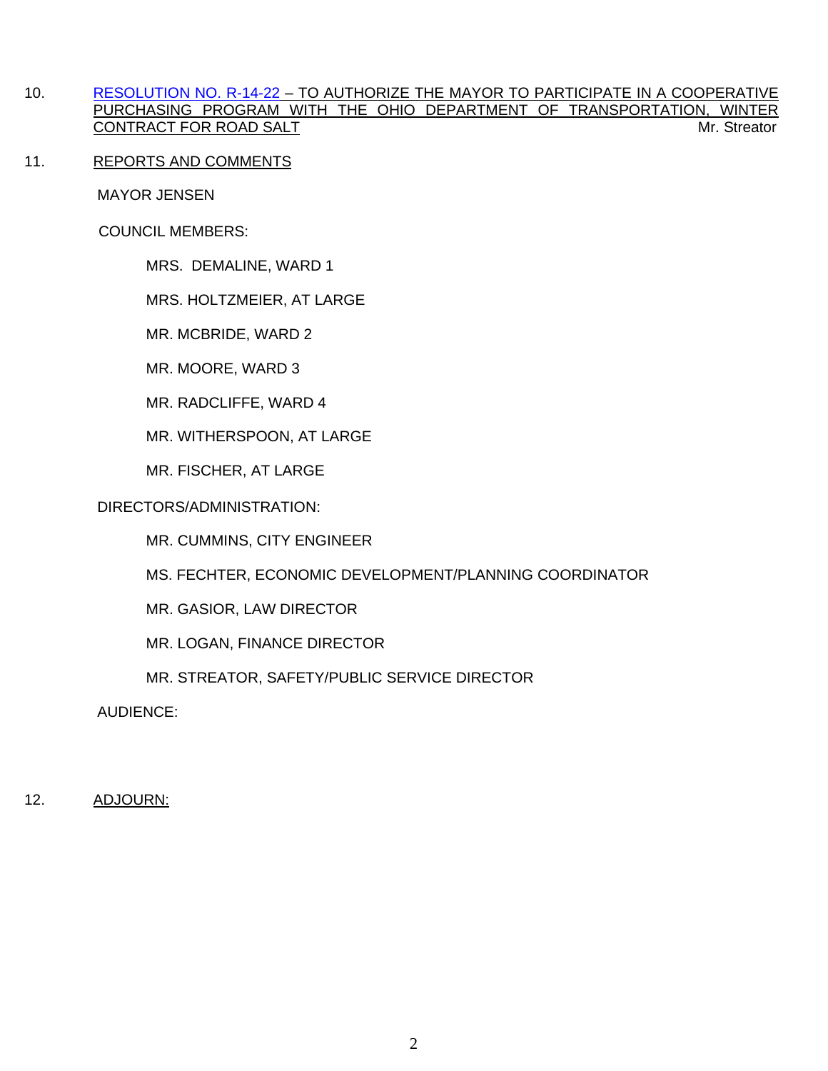10. RESOLUTION NO. R-14-22 – TO AUTHORIZE THE MAYOR TO PARTICIPATE IN A COOPERATIVE PURCHASING PROGRAM WITH THE OHIO DEPARTMENT OF TRANSPORTATION, WINTER CONTRACT FOR ROAD SALT Mr. Streator

11. REPORTS AND COMMENTS

MAYOR JENSEN

COUNCIL MEMBERS:

MRS. DEMALINE, WARD 1

MRS. HOLTZMEIER, AT LARGE

MR. MCBRIDE, WARD 2

MR. MOORE, WARD 3

MR. RADCLIFFE, WARD 4

MR. WITHERSPOON, AT LARGE

MR. FISCHER, AT LARGE

DIRECTORS/ADMINISTRATION:

MR. CUMMINS, CITY ENGINEER

MS. FECHTER, ECONOMIC DEVELOPMENT/PLANNING COORDINATOR

MR. GASIOR, LAW DIRECTOR

MR. LOGAN, FINANCE DIRECTOR

MR. STREATOR, SAFETY/PUBLIC SERVICE DIRECTOR

AUDIENCE:

12. ADJOURN: